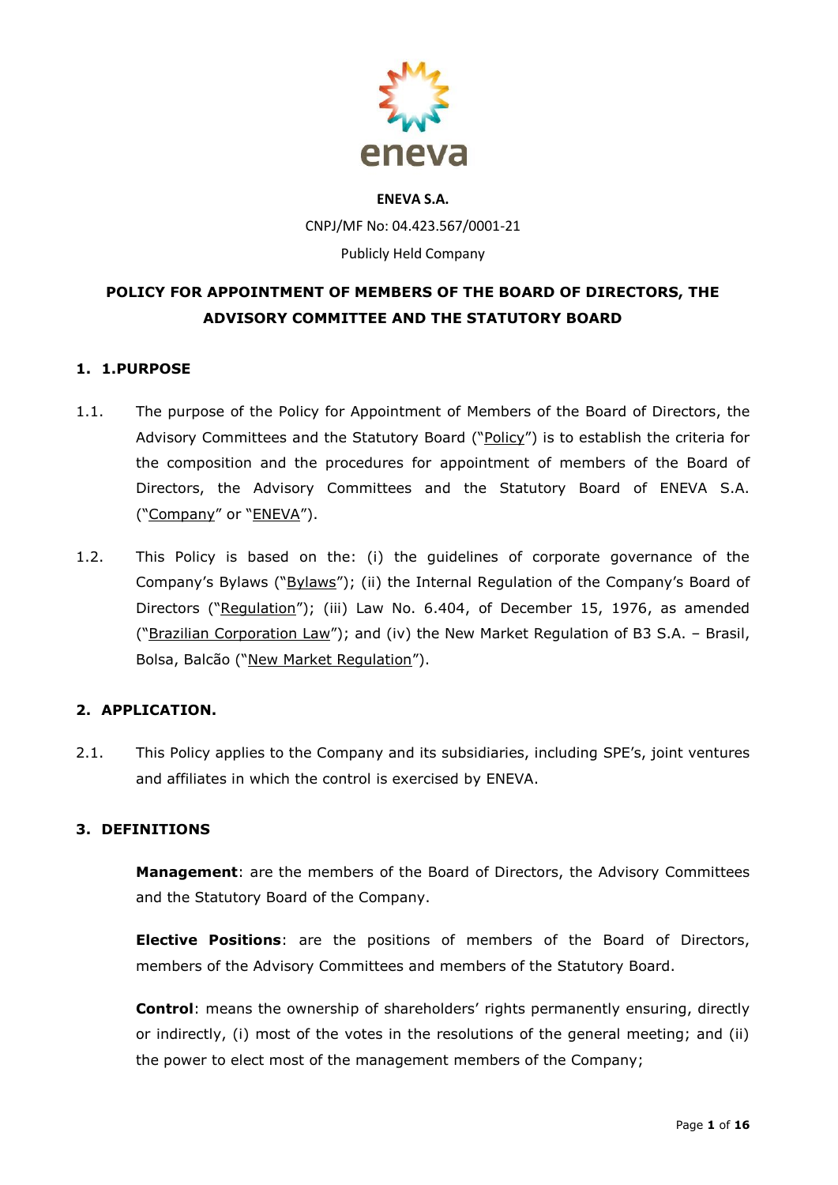**ENEVA S.A.**

CNPJ/MF No: 04.423.567/0001-21

Publicly Held Company

# POLICY FOR APPOINTMENT OF MEMBERS OF THE BOARD OF DIRECTORS, THE ADVISORY COMMITTEE AND THE STATUTORY BOARD

## 1. 1.PURPOSE

1.1. The purpose of the Policy for Appointment of Members of the Board of Directors, the Advisory Committees and the Statutory Board ("Policy") is to establish the criteria for the composition and the procedures for appointment of members of the Board of Directors, the Advisory Committees and the Statutory Board of ENEVA S.A. ("Company" or "ENEVA").

1.2. This Policy is based on the: (i) the guidelines of corporate governance of the Company's Bylaws ("Bylaws"); (ii) the Internal Regulation of the Company's Board of Directors ("Regulation"); (iii) Law No. 6.404, of December 15, 1976, as amended ("Brazilian Corporation Law"); and (iv) the New Market Regulation of B3 S.A. – Brasil, Bolsa, Balcão ("New Market Regulation").

## 2. APPLICATION.

2.1. This Policy applies to the Company and its subsidiaries, including SPE's, joint ventures and affiliates in which the control is exercised by ENEVA.

## 3. DEFINITIONS

**Management**: are the members of the Board of Directors, the Advisory Committees and the Statutory Board of the Company.

**Elective Positions**: are the positions of members of the Board of Directors, members of the Advisory Committees and members of the Statutory Board.

**Control**: means the ownership of shareholders' rights permanently ensuring, directly or indirectly, (i) most of the votes in the resolutions of the general meeting; and (ii) the power to elect most of the management members of the Company;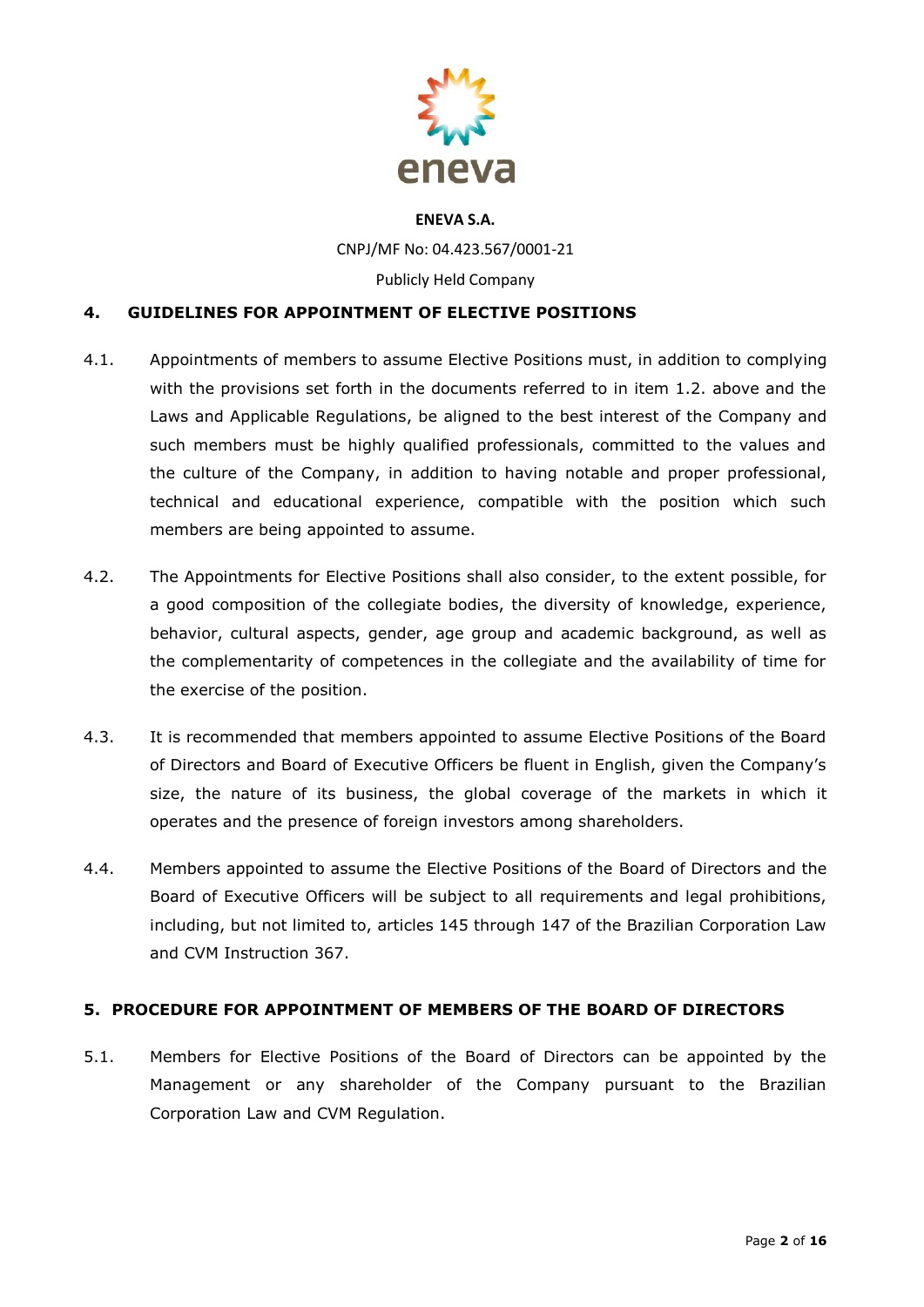**ENEVA S.A.**

CNPJ/MF No: 04.423.567/0001-21

Publicly Held Company

## 4. GUIDELINES FOR APPOINTMENT OF ELECTIVE POSITIONS

4.1. Appointments of members to assume Elective Positions must, in addition to complying with the provisions set forth in the documents referred to in item 1.2. above and the Laws and Applicable Regulations, be aligned to the best interest of the Company and such members must be highly qualified professionals, committed to the values and the culture of the Company, in addition to having notable and proper professional, technical and educational experience, compatible with the position which such members are being appointed to assume.

4.2. The Appointments for Elective Positions shall also consider, to the extent possible, for a good composition of the collegiate bodies, the diversity of knowledge, experience, behavior, cultural aspects, gender, age group and academic background, as well as the complementarity of competences in the collegiate and the availability of time for the exercise of the position.

4.3. It is recommended that members appointed to assume Elective Positions of the Board of Directors and Board of Executive Officers be fluent in English, given the Company's size, the nature of its business, the global coverage of the markets in which it operates and the presence of foreign investors among shareholders.

4.4. Members appointed to assume the Elective Positions of the Board of Directors and the Board of Executive Officers will be subject to all requirements and legal prohibitions, including, but not limited to, articles 145 through 147 of the Brazilian Corporation Law and CVM Instruction 367.

## 5. PROCEDURE FOR APPOINTMENT OF MEMBERS OF THE BOARD OF DIRECTORS

5.1. Members for Elective Positions of the Board of Directors can be appointed by the Management or any shareholder of the Company pursuant to the Brazilian Corporation Law and CVM Regulation.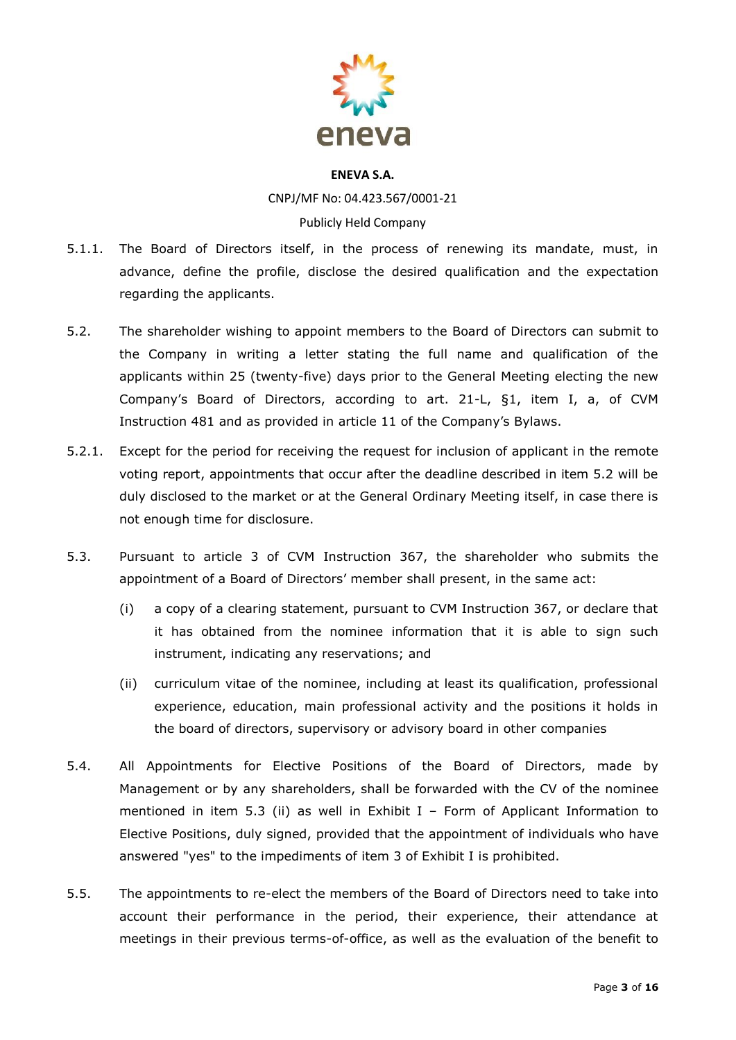5.1.1. The Board of Directors itself, in the process of renewing its mandate, must, in advance, define the profile, disclose the desired qualification and the expectation regarding the applicants.

5.2. The shareholder wishing to appoint members to the Board of Directors can submit to the Company in writing a letter stating the full name and qualification of the applicants within 25 (twenty-five) days prior to the General Meeting electing the new Company's Board of Directors, according to art. 21-L, §1, item I, a, of CVM Instruction 481 and as provided in article 11 of the Company's Bylaws.

5.2.1. Except for the period for receiving the request for inclusion of applicant in the remote voting report, appointments that occur after the deadline described in item 5.2 will be duly disclosed to the market or at the General Ordinary Meeting itself, in case there is not enough time for disclosure.

5.3. Pursuant to article 3 of CVM Instruction 367, the shareholder who submits the appointment of a Board of Directors' member shall present, in the same act:

(i) a copy of a clearing statement, pursuant to CVM Instruction 367, or declare that it has obtained from the nominee information that it is able to sign such instrument, indicating any reservations; and

(ii) curriculum vitae of the nominee, including at least its qualification, professional experience, education, main professional activity and the positions it holds in the board of directors, supervisory or advisory board in other companies

5.4. All Appointments for Elective Positions of the Board of Directors, made by Management or by any shareholders, shall be forwarded with the CV of the nominee mentioned in item 5.3 (ii) as well in Exhibit I – Form of Applicant Information to Elective Positions, duly signed, provided that the appointment of individuals who have answered "yes" to the impediments of item 3 of Exhibit I is prohibited.

5.5. The appointments to re-elect the members of the Board of Directors need to take into account their performance in the period, their experience, their attendance at meetings in their previous terms-of-office, as well as the evaluation of the benefit to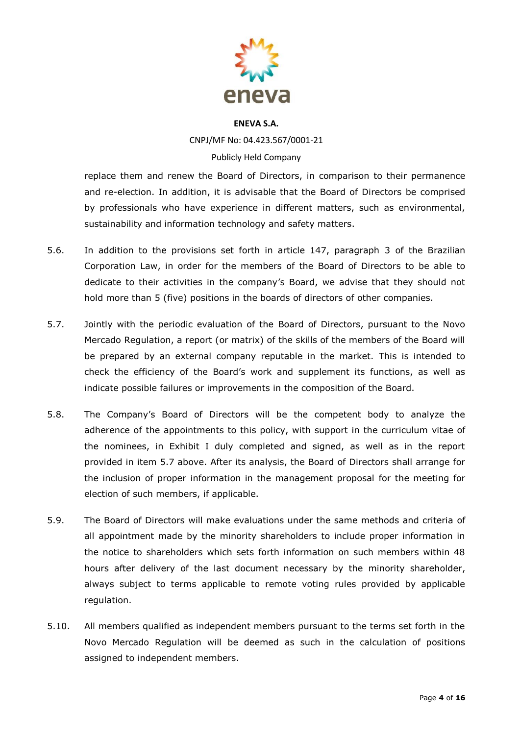replace them and renew the Board of Directors, in comparison to their permanence and re-election. In addition, it is advisable that the Board of Directors be comprised by professionals who have experience in different matters, such as environmental, sustainability and information technology and safety matters.

5.6. In addition to the provisions set forth in article 147, paragraph 3 of the Brazilian Corporation Law, in order for the members of the Board of Directors to be able to dedicate to their activities in the company's Board, we advise that they should not hold more than 5 (five) positions in the boards of directors of other companies.

5.7. Jointly with the periodic evaluation of the Board of Directors, pursuant to the Novo Mercado Regulation, a report (or matrix) of the skills of the members of the Board will be prepared by an external company reputable in the market. This is intended to check the efficiency of the Board's work and supplement its functions, as well as indicate possible failures or improvements in the composition of the Board.

5.8. The Company's Board of Directors will be the competent body to analyze the adherence of the appointments to this policy, with support in the curriculum vitae of the nominees, in Exhibit I duly completed and signed, as well as in the report provided in item 5.7 above. After its analysis, the Board of Directors shall arrange for the inclusion of proper information in the management proposal for the meeting for election of such members, if applicable.

5.9. The Board of Directors will make evaluations under the same methods and criteria of all appointment made by the minority shareholders to include proper information in the notice to shareholders which sets forth information on such members within 48 hours after delivery of the last document necessary by the minority shareholder, always subject to terms applicable to remote voting rules provided by applicable regulation.

5.10. All members qualified as independent members pursuant to the terms set forth in the Novo Mercado Regulation will be deemed as such in the calculation of positions assigned to independent members.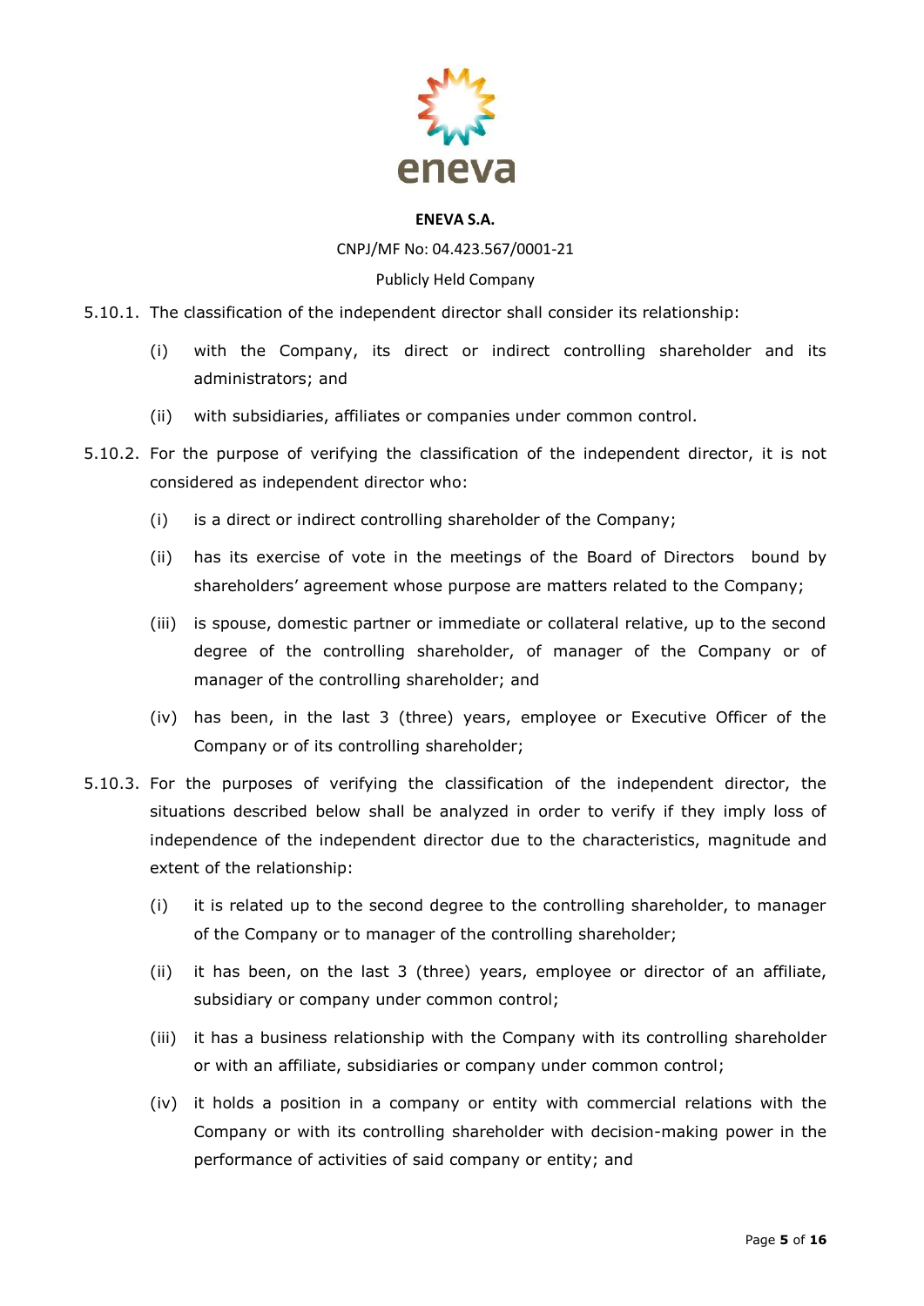5.10.1. The classification of the independent director shall consider its relationship:

(i) with the Company, its direct or indirect controlling shareholder and its administrators; and

(ii) with subsidiaries, affiliates or companies under common control.

5.10.2. For the purpose of verifying the classification of the independent director, it is not considered as independent director who:

(i) is a direct or indirect controlling shareholder of the Company;

(ii) has its exercise of vote in the meetings of the Board of Directors bound by shareholders' agreement whose purpose are matters related to the Company;

(iii) is spouse, domestic partner or immediate or collateral relative, up to the second degree of the controlling shareholder, of manager of the Company or of manager of the controlling shareholder; and

(iv) has been, in the last 3 (three) years, employee or Executive Officer of the Company or of its controlling shareholder;

5.10.3. For the purposes of verifying the classification of the independent director, the situations described below shall be analyzed in order to verify if they imply loss of independence of the independent director due to the characteristics, magnitude and extent of the relationship:

(i) it is related up to the second degree to the controlling shareholder, to manager of the Company or to manager of the controlling shareholder;

(ii) it has been, on the last 3 (three) years, employee or director of an affiliate, subsidiary or company under common control;

(iii) it has a business relationship with the Company with its controlling shareholder or with an affiliate, subsidiaries or company under common control;

(iv) it holds a position in a company or entity with commercial relations with the Company or with its controlling shareholder with decision-making power in the performance of activities of said company or entity; and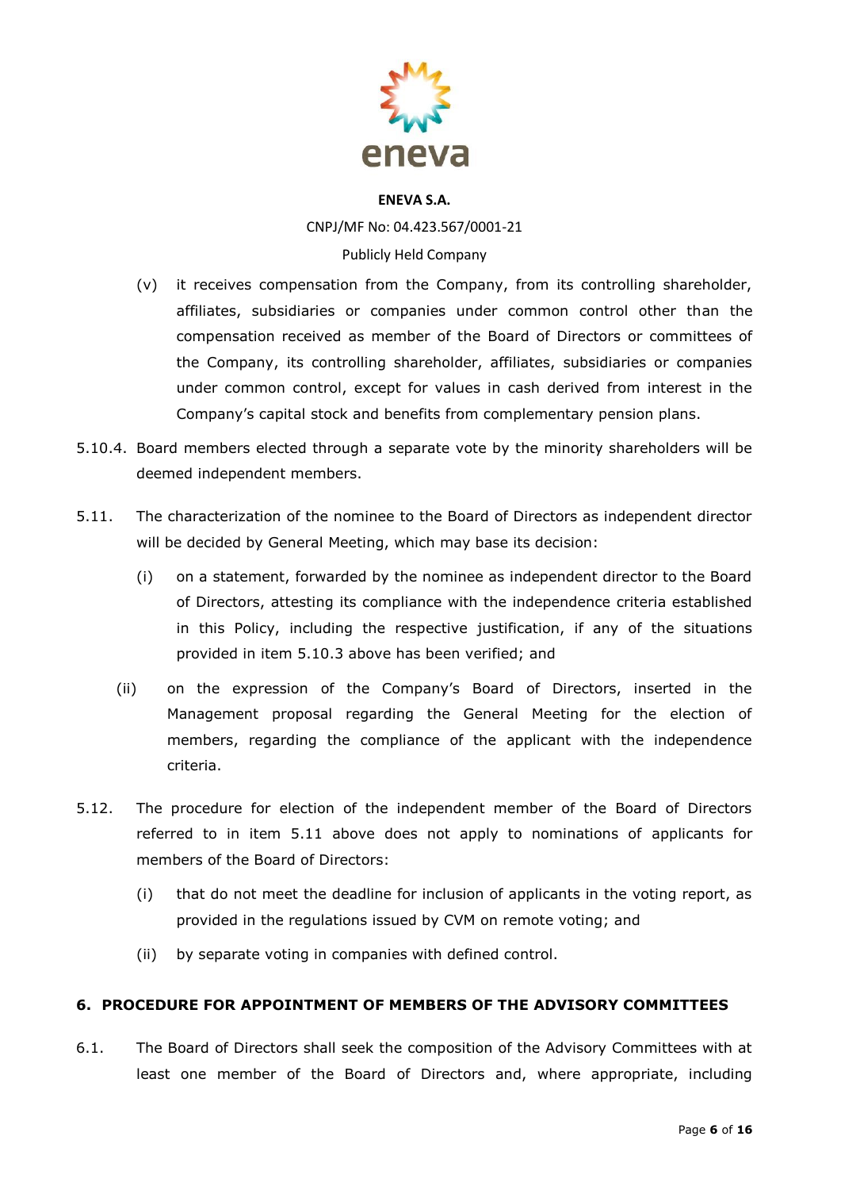(v) it receives compensation from the Company, from its controlling shareholder, affiliates, subsidiaries or companies under common control other than the compensation received as member of the Board of Directors or committees of the Company, its controlling shareholder, affiliates, subsidiaries or companies under common control, except for values in cash derived from interest in the Company's capital stock and benefits from complementary pension plans.

5.10.4. Board members elected through a separate vote by the minority shareholders will be deemed independent members.

5.11. The characterization of the nominee to the Board of Directors as independent director will be decided by General Meeting, which may base its decision:

(i) on a statement, forwarded by the nominee as independent director to the Board of Directors, attesting its compliance with the independence criteria established in this Policy, including the respective justification, if any of the situations provided in item 5.10.3 above has been verified; and

(ii) on the expression of the Company's Board of Directors, inserted in the Management proposal regarding the General Meeting for the election of members, regarding the compliance of the applicant with the independence criteria.

5.12. The procedure for election of the independent member of the Board of Directors referred to in item 5.11 above does not apply to nominations of applicants for members of the Board of Directors:

(i) that do not meet the deadline for inclusion of applicants in the voting report, as provided in the regulations issued by CVM on remote voting; and

(ii) by separate voting in companies with defined control.

## 6. PROCEDURE FOR APPOINTMENT OF MEMBERS OF THE ADVISORY COMMITTEES

6.1. The Board of Directors shall seek the composition of the Advisory Committees with at least one member of the Board of Directors and, where appropriate, including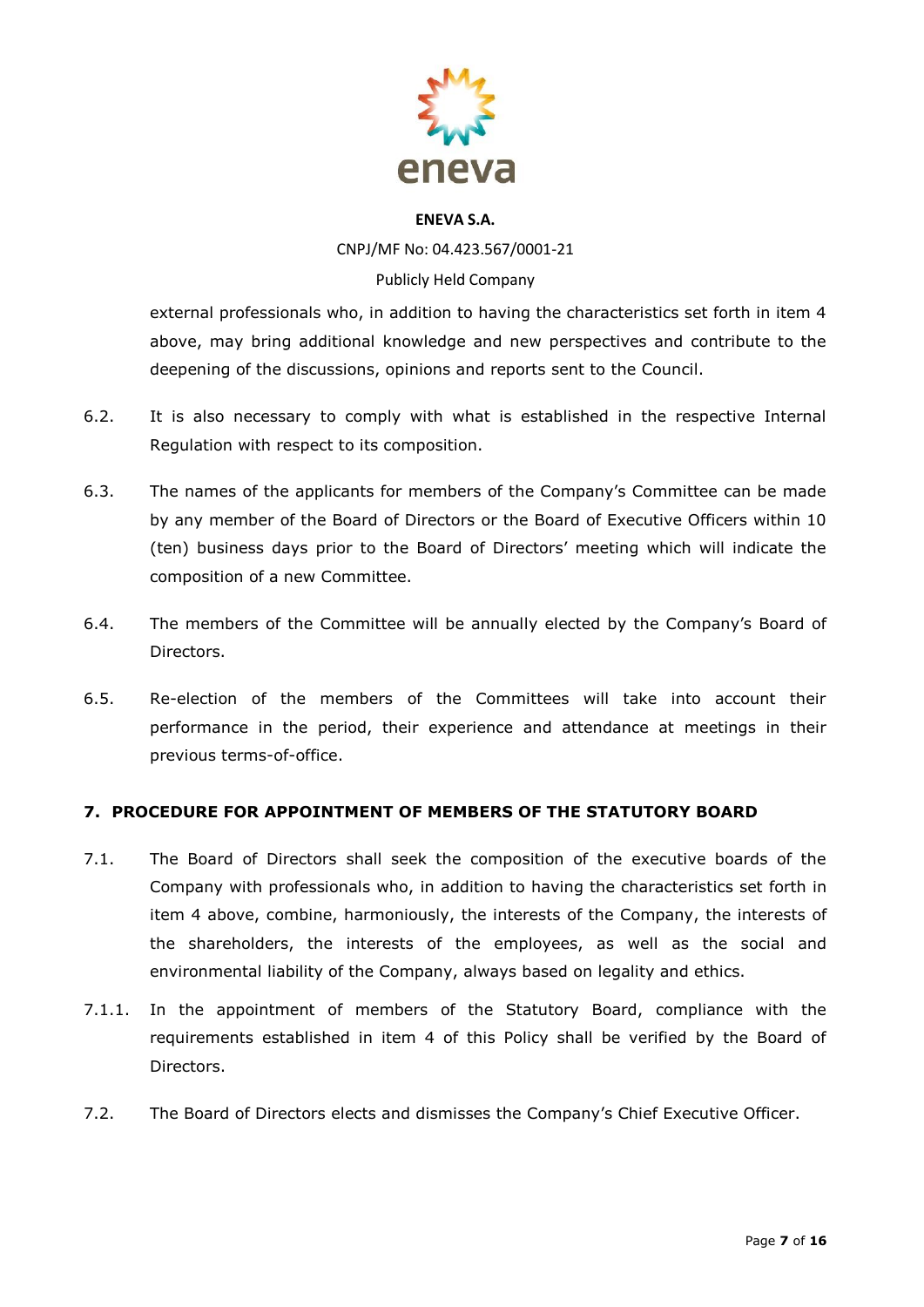external professionals who, in addition to having the characteristics set forth in item 4 above, may bring additional knowledge and new perspectives and contribute to the deepening of the discussions, opinions and reports sent to the Council.

6.2. It is also necessary to comply with what is established in the respective Internal Regulation with respect to its composition.

6.3. The names of the applicants for members of the Company's Committee can be made by any member of the Board of Directors or the Board of Executive Officers within 10 (ten) business days prior to the Board of Directors' meeting which will indicate the composition of a new Committee.

6.4. The members of the Committee will be annually elected by the Company's Board of Directors.

6.5. Re-election of the members of the Committees will take into account their performance in the period, their experience and attendance at meetings in their previous terms-of-office.

## 7. PROCEDURE FOR APPOINTMENT OF MEMBERS OF THE STATUTORY BOARD

7.1. The Board of Directors shall seek the composition of the executive boards of the Company with professionals who, in addition to having the characteristics set forth in item 4 above, combine, harmoniously, the interests of the Company, the interests of the shareholders, the interests of the employees, as well as the social and environmental liability of the Company, always based on legality and ethics.

7.1.1. In the appointment of members of the Statutory Board, compliance with the requirements established in item 4 of this Policy shall be verified by the Board of Directors.

7.2. The Board of Directors elects and dismisses the Company's Chief Executive Officer.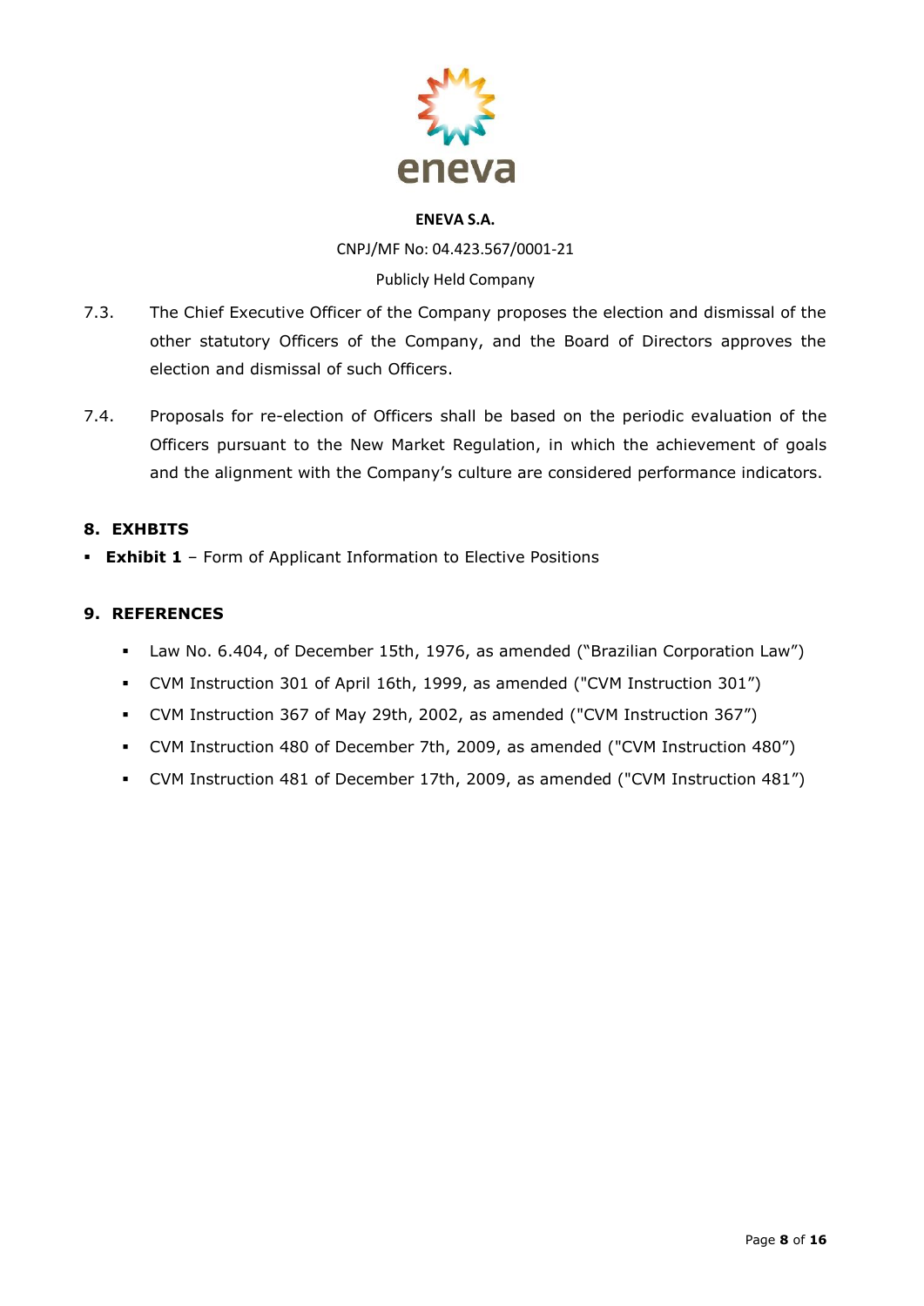7.3. The Chief Executive Officer of the Company proposes the election and dismissal of the other statutory Officers of the Company, and the Board of Directors approves the election and dismissal of such Officers.

7.4. Proposals for re-election of Officers shall be based on the periodic evaluation of the Officers pursuant to the New Market Regulation, in which the achievement of goals and the alignment with the Company's culture are considered performance indicators.

## 8. EXHBITS

- **Exhibit 1** – Form of Applicant Information to Elective Positions

## 9. REFERENCES

- Law No. 6.404, of December 15th, 1976, as amended ("Brazilian Corporation Law")
- CVM Instruction 301 of April 16th, 1999, as amended ("CVM Instruction 301")
- CVM Instruction 367 of May 29th, 2002, as amended ("CVM Instruction 367")
- CVM Instruction 480 of December 7th, 2009, as amended ("CVM Instruction 480")
- CVM Instruction 481 of December 17th, 2009, as amended ("CVM Instruction 481")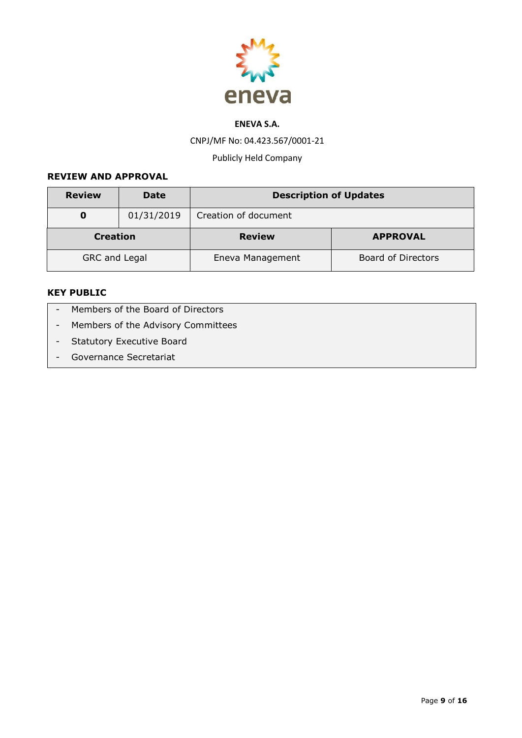**ENEVA S.A.**

CNPJ/MF No: 04.423.567/0001-21

Publicly Held Company

**REVIEW AND APPROVAL**

| Review | Date | Description of Updates | |
|---|---|---|---|
| **0** | 01/31/2019 | Creation of document | |
| **Creation** | | **Review** | **APPROVAL** |
| GRC and Legal | | Eneva Management | Board of Directors |

**KEY PUBLIC**

- Members of the Board of Directors
- Members of the Advisory Committees
- Statutory Executive Board
- Governance Secretariat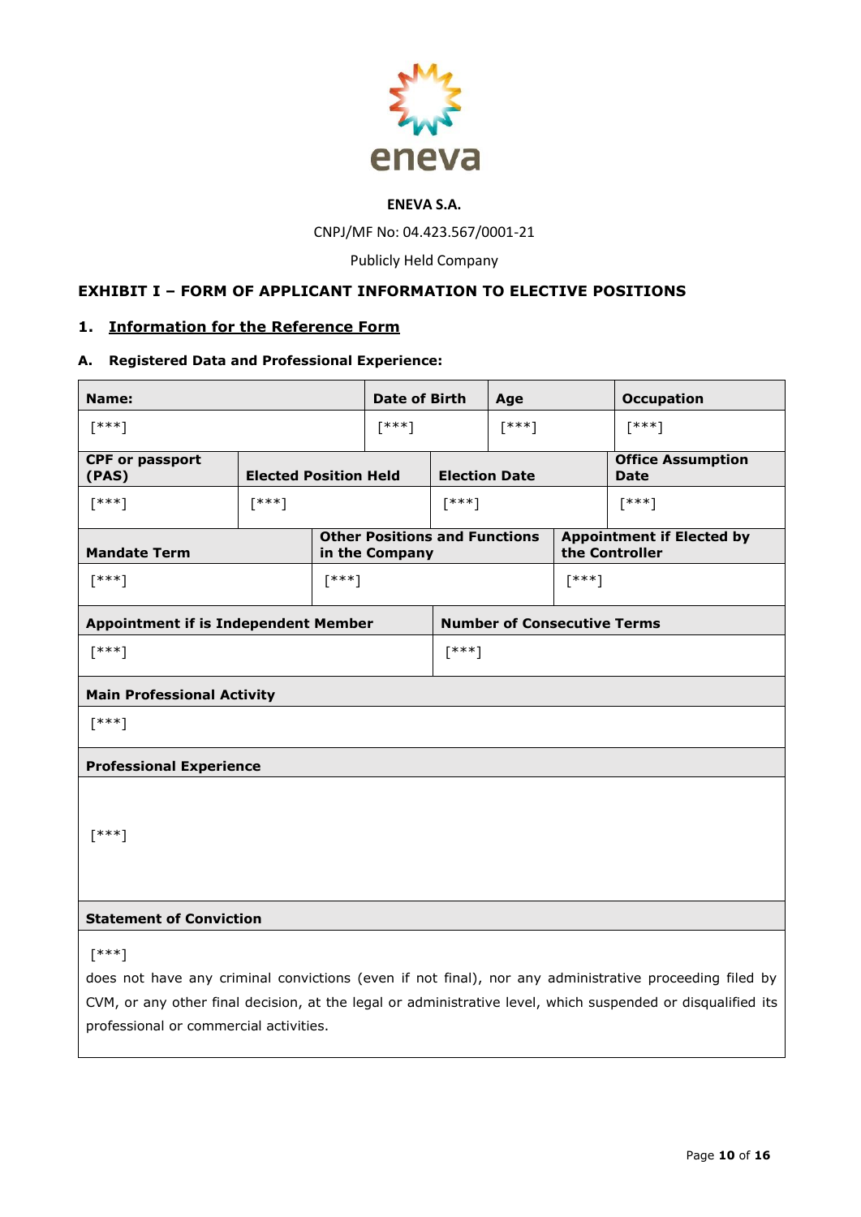**ENEVA S.A.**

CNPJ/MF No: 04.423.567/0001-21

Publicly Held Company

## EXHIBIT I – FORM OF APPLICANT INFORMATION TO ELECTIVE POSITIONS

### 1. Information for the Reference Form

#### A. Registered Data and Professional Experience:

| **Name:** | **Date of Birth** | **Age** | **Occupation** |
|---|---|---|---|
| [***] | [***] | [***] | [***] |

| **CPF or passport (PAS)** | **Elected Position Held** | **Election Date** | **Office Assumption Date** |
|---|---|---|---|
| [***] | [***] | [***] | [***] |

| **Mandate Term** | **Other Positions and Functions in the Company** | **Appointment if Elected by the Controller** |
|---|---|---|
| [***] | [***] | [***] |

| **Appointment if is Independent Member** | **Number of Consecutive Terms** |
|---|---|
| [***] | [***] |

| **Main Professional Activity** |
|---|
| [***] |

| **Professional Experience** |
|---|
| [***] |

| **Statement of Conviction** |
|---|
| [***] does not have any criminal convictions (even if not final), nor any administrative proceeding filed by CVM, or any other final decision, at the legal or administrative level, which suspended or disqualified its professional or commercial activities. |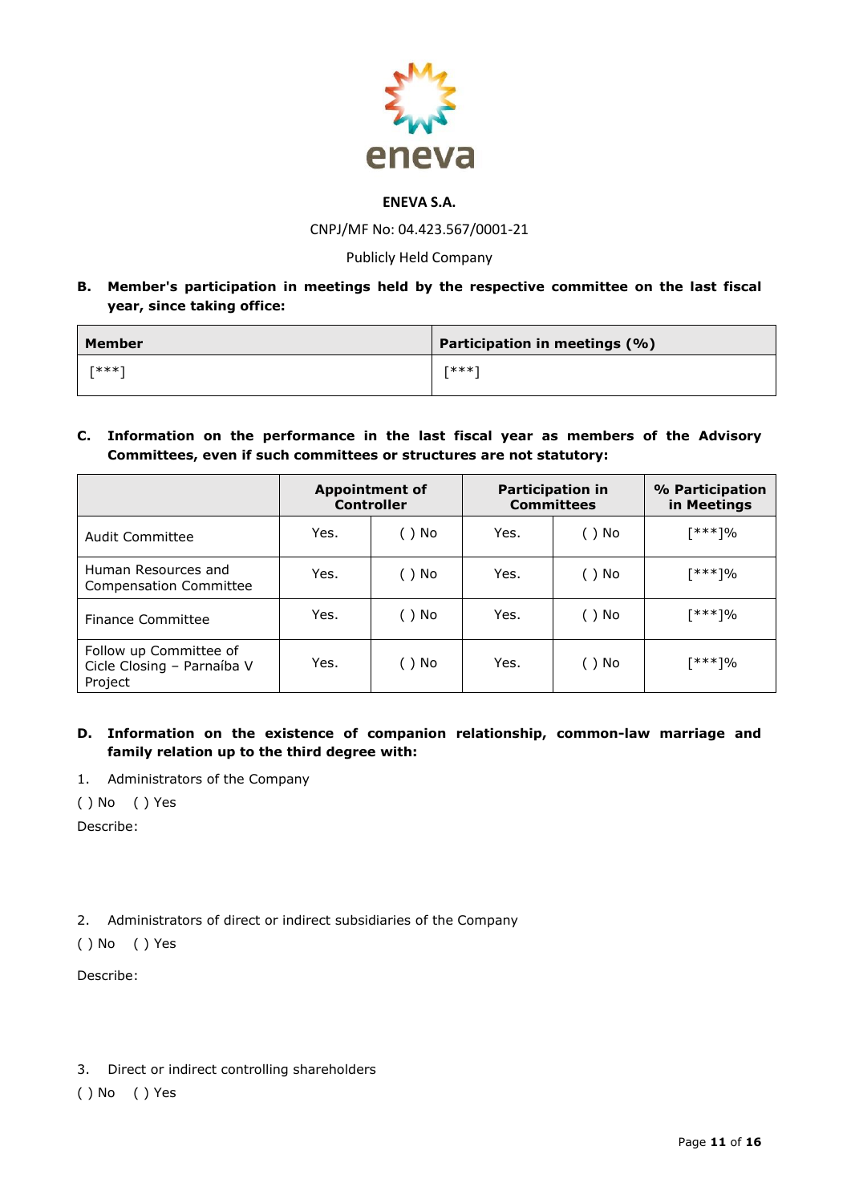**ENEVA S.A.**

CNPJ/MF No: 04.423.567/0001-21

Publicly Held Company

**B. Member's participation in meetings held by the respective committee on the last fiscal year, since taking office:**

| Member | Participation in meetings (%) |
| --- | --- |
| [***] | [***] |

**C. Information on the performance in the last fiscal year as members of the Advisory Committees, even if such committees or structures are not statutory:**

| | Appointment of Controller | | Participation in Committees | | % Participation in Meetings |
| --- | --- | --- | --- | --- | --- |
| Audit Committee | Yes. | ( ) No | Yes. | ( ) No | [***]% |
| Human Resources and Compensation Committee | Yes. | ( ) No | Yes. | ( ) No | [***]% |
| Finance Committee | Yes. | ( ) No | Yes. | ( ) No | [***]% |
| Follow up Committee of Cicle Closing – Parnaíba V Project | Yes. | ( ) No | Yes. | ( ) No | [***]% |

**D. Information on the existence of companion relationship, common-law marriage and family relation up to the third degree with:**

1. Administrators of the Company

( ) No ( ) Yes

Describe:

2. Administrators of direct or indirect subsidiaries of the Company

( ) No ( ) Yes

Describe:

3. Direct or indirect controlling shareholders

( ) No ( ) Yes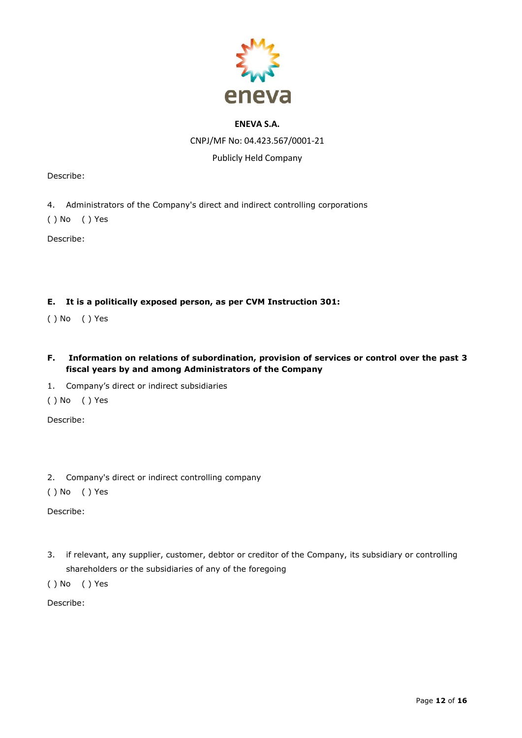Describe:

4. Administrators of the Company's direct and indirect controlling corporations

( ) No ( ) Yes

Describe:

**E. It is a politically exposed person, as per CVM Instruction 301:**

( ) No ( ) Yes

**F. Information on relations of subordination, provision of services or control over the past 3 fiscal years by and among Administrators of the Company**

1. Company's direct or indirect subsidiaries

( ) No ( ) Yes

Describe:

2. Company's direct or indirect controlling company

( ) No ( ) Yes

Describe:

3. if relevant, any supplier, customer, debtor or creditor of the Company, its subsidiary or controlling shareholders or the subsidiaries of any of the foregoing

( ) No ( ) Yes

Describe: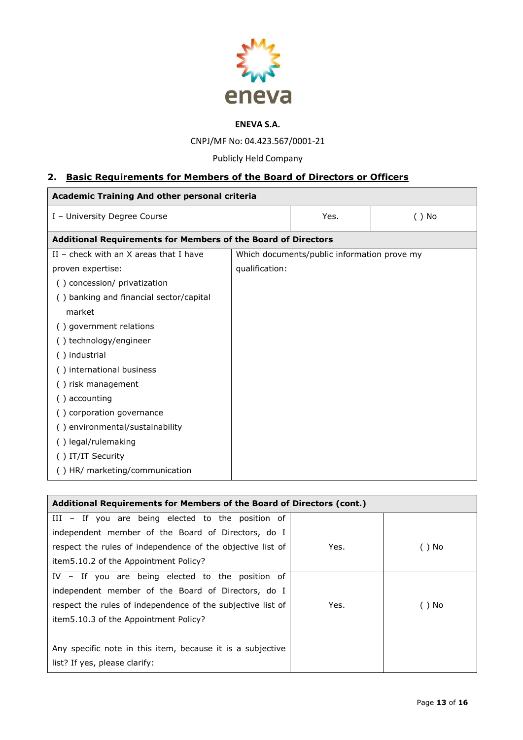**ENEVA S.A.**

CNPJ/MF No: 04.423.567/0001-21

Publicly Held Company

## 2. Basic Requirements for Members of the Board of Directors or Officers

| **Academic Training And other personal criteria** | | |
|---|---|---|
| I – University Degree Course | Yes. | ( ) No |

| **Additional Requirements for Members of the Board of Directors** | |
|---|---|
| II – check with an X areas that I have proven expertise:<br>( ) concession/ privatization<br>( ) banking and financial sector/capital market<br>( ) government relations<br>( ) technology/engineer<br>( ) industrial<br>( ) international business<br>( ) risk management<br>( ) accounting<br>( ) corporation governance<br>( ) environmental/sustainability<br>( ) legal/rulemaking<br>( ) IT/IT Security<br>( ) HR/ marketing/communication | Which documents/public information prove my qualification: |

| **Additional Requirements for Members of the Board of Directors (cont.)** | | |
|---|---|---|
| III – If you are being elected to the position of independent member of the Board of Directors, do I respect the rules of independence of the objective list of item5.10.2 of the Appointment Policy? | Yes. | ( ) No |
| IV – If you are being elected to the position of independent member of the Board of Directors, do I respect the rules of independence of the subjective list of item5.10.3 of the Appointment Policy?<br><br>Any specific note in this item, because it is a subjective list? If yes, please clarify: | Yes. | ( ) No |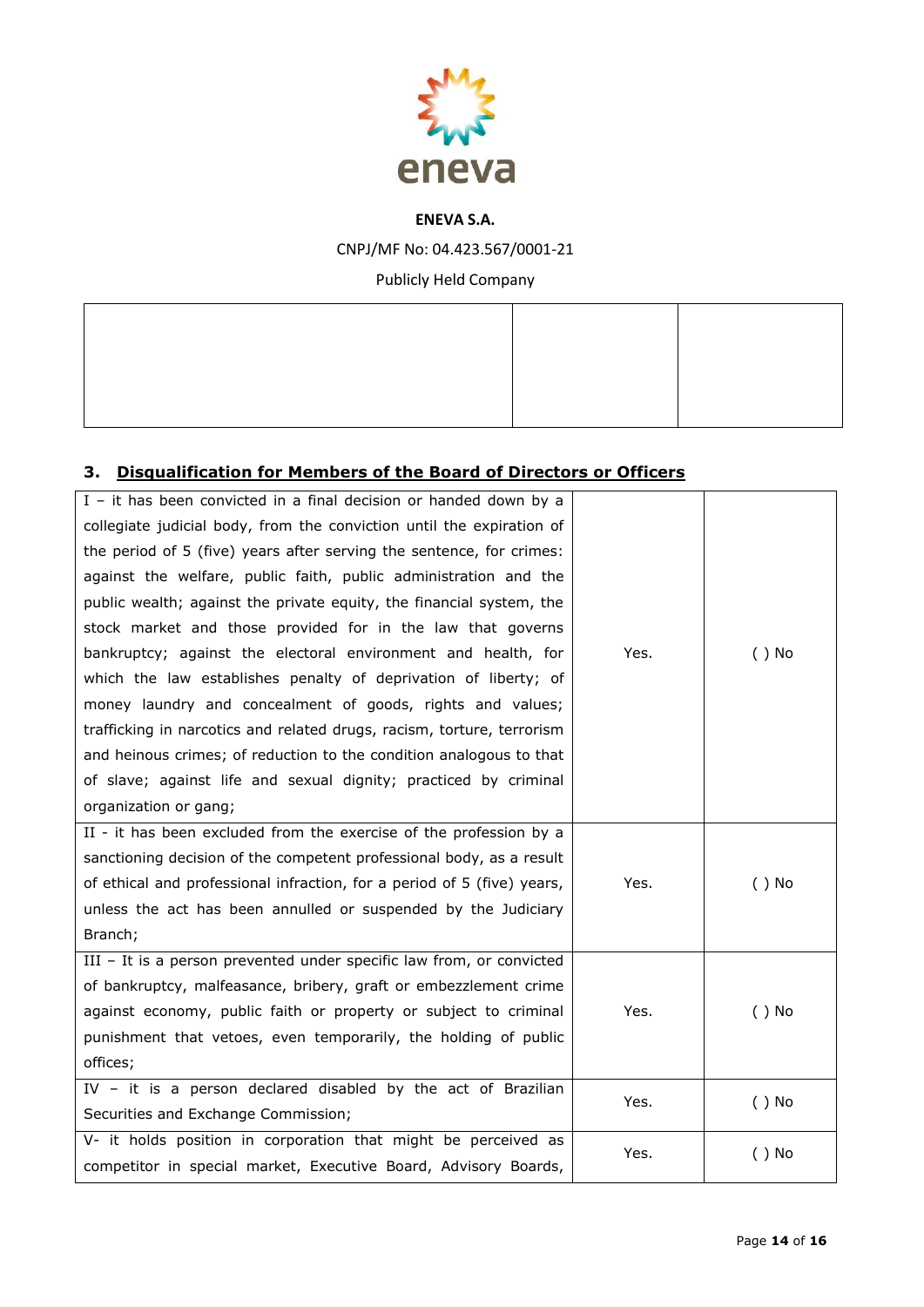**ENEVA S.A.**

CNPJ/MF No: 04.423.567/0001-21

Publicly Held Company

| | | |
|---|---|---|
| | | |

## 3. Disqualification for Members of the Board of Directors or Officers

| | | |
|---|---|---|
| I – it has been convicted in a final decision or handed down by a collegiate judicial body, from the conviction until the expiration of the period of 5 (five) years after serving the sentence, for crimes: against the welfare, public faith, public administration and the public wealth; against the private equity, the financial system, the stock market and those provided for in the law that governs bankruptcy; against the electoral environment and health, for which the law establishes penalty of deprivation of liberty; of money laundry and concealment of goods, rights and values; trafficking in narcotics and related drugs, racism, torture, terrorism and heinous crimes; of reduction to the condition analogous to that of slave; against life and sexual dignity; practiced by criminal organization or gang; | Yes. | ( ) No |
| II - it has been excluded from the exercise of the profession by a sanctioning decision of the competent professional body, as a result of ethical and professional infraction, for a period of 5 (five) years, unless the act has been annulled or suspended by the Judiciary Branch; | Yes. | ( ) No |
| III – It is a person prevented under specific law from, or convicted of bankruptcy, malfeasance, bribery, graft or embezzlement crime against economy, public faith or property or subject to criminal punishment that vetoes, even temporarily, the holding of public offices; | Yes. | ( ) No |
| IV – it is a person declared disabled by the act of Brazilian Securities and Exchange Commission; | Yes. | ( ) No |
| V- it holds position in corporation that might be perceived as competitor in special market, Executive Board, Advisory Boards, | Yes. | ( ) No |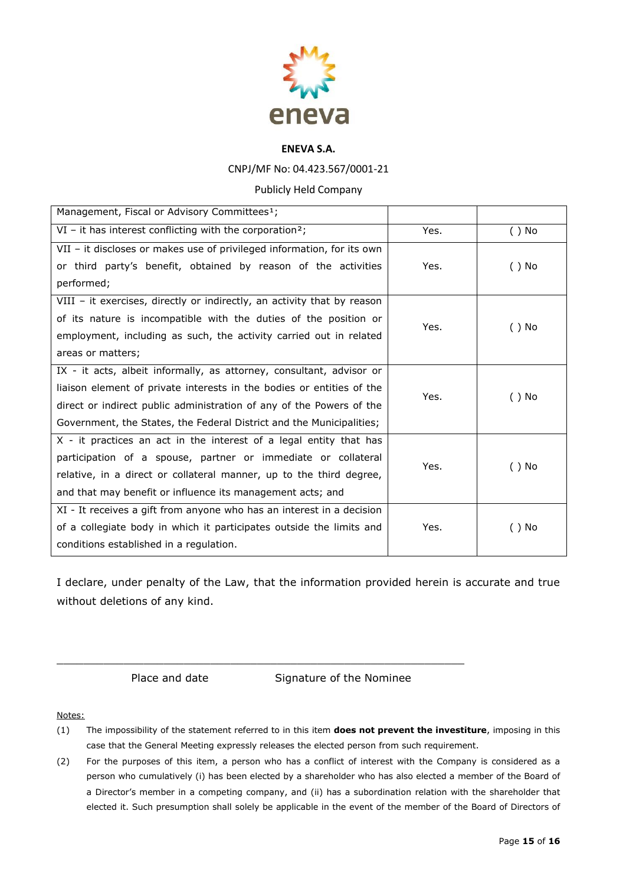**ENEVA S.A.**

CNPJ/MF No: 04.423.567/0001-21

Publicly Held Company

| | | |
|---|---|---|
| Management, Fiscal or Advisory Committees[1]; | | |
| VI – it has interest conflicting with the corporation[2]; | Yes. | ( ) No |
| VII – it discloses or makes use of privileged information, for its own or third party's benefit, obtained by reason of the activities performed; | Yes. | ( ) No |
| VIII – it exercises, directly or indirectly, an activity that by reason of its nature is incompatible with the duties of the position or employment, including as such, the activity carried out in related areas or matters; | Yes. | ( ) No |
| IX - it acts, albeit informally, as attorney, consultant, advisor or liaison element of private interests in the bodies or entities of the direct or indirect public administration of any of the Powers of the Government, the States, the Federal District and the Municipalities; | Yes. | ( ) No |
| X - it practices an act in the interest of a legal entity that has participation of a spouse, partner or immediate or collateral relative, in a direct or collateral manner, up to the third degree, and that may benefit or influence its management acts; and | Yes. | ( ) No |
| XI - It receives a gift from anyone who has an interest in a decision of a collegiate body in which it participates outside the limits and conditions established in a regulation. | Yes. | ( ) No |

I declare, under penalty of the Law, that the information provided herein is accurate and true without deletions of any kind.

\_\_\_\_\_\_\_\_\_\_\_\_\_\_\_\_\_\_\_\_\_\_\_\_\_\_\_\_\_\_\_\_\_\_\_\_\_\_\_\_\_\_\_\_\_\_\_\_\_\_\_\_\_\_\_\_\_\_\_\_\_\_

Place and date                    Signature of the Nominee

Notes:

(1) The impossibility of the statement referred to in this item **does not prevent the investiture**, imposing in this case that the General Meeting expressly releases the elected person from such requirement.

(2) For the purposes of this item, a person who has a conflict of interest with the Company is considered as a person who cumulatively (i) has been elected by a shareholder who has also elected a member of the Board of a Director's member in a competing company, and (ii) has a subordination relation with the shareholder that elected it. Such presumption shall solely be applicable in the event of the member of the Board of Directors of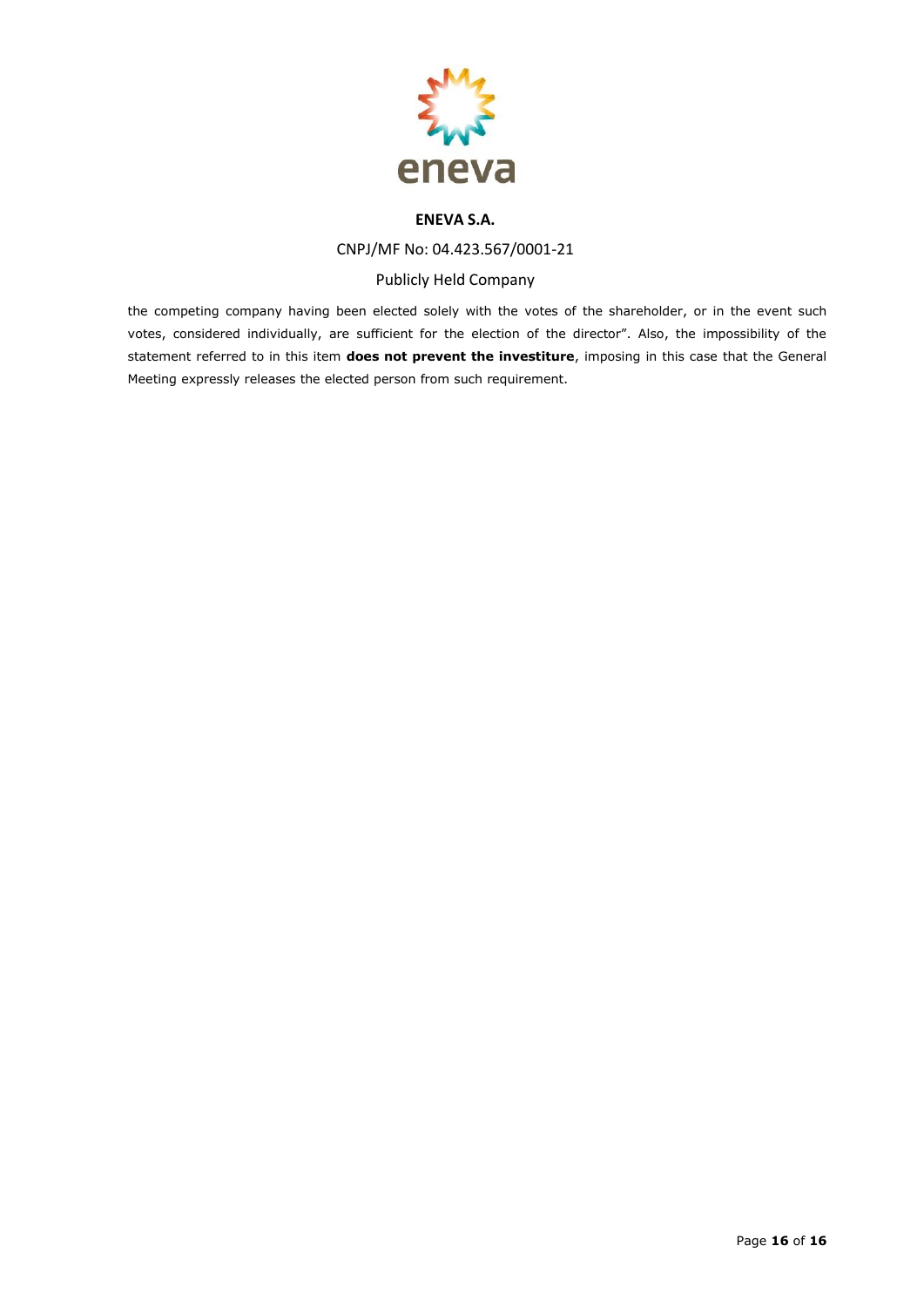the competing company having been elected solely with the votes of the shareholder, or in the event such votes, considered individually, are sufficient for the election of the director". Also, the impossibility of the statement referred to in this item **does not prevent the investiture**, imposing in this case that the General Meeting expressly releases the elected person from such requirement.